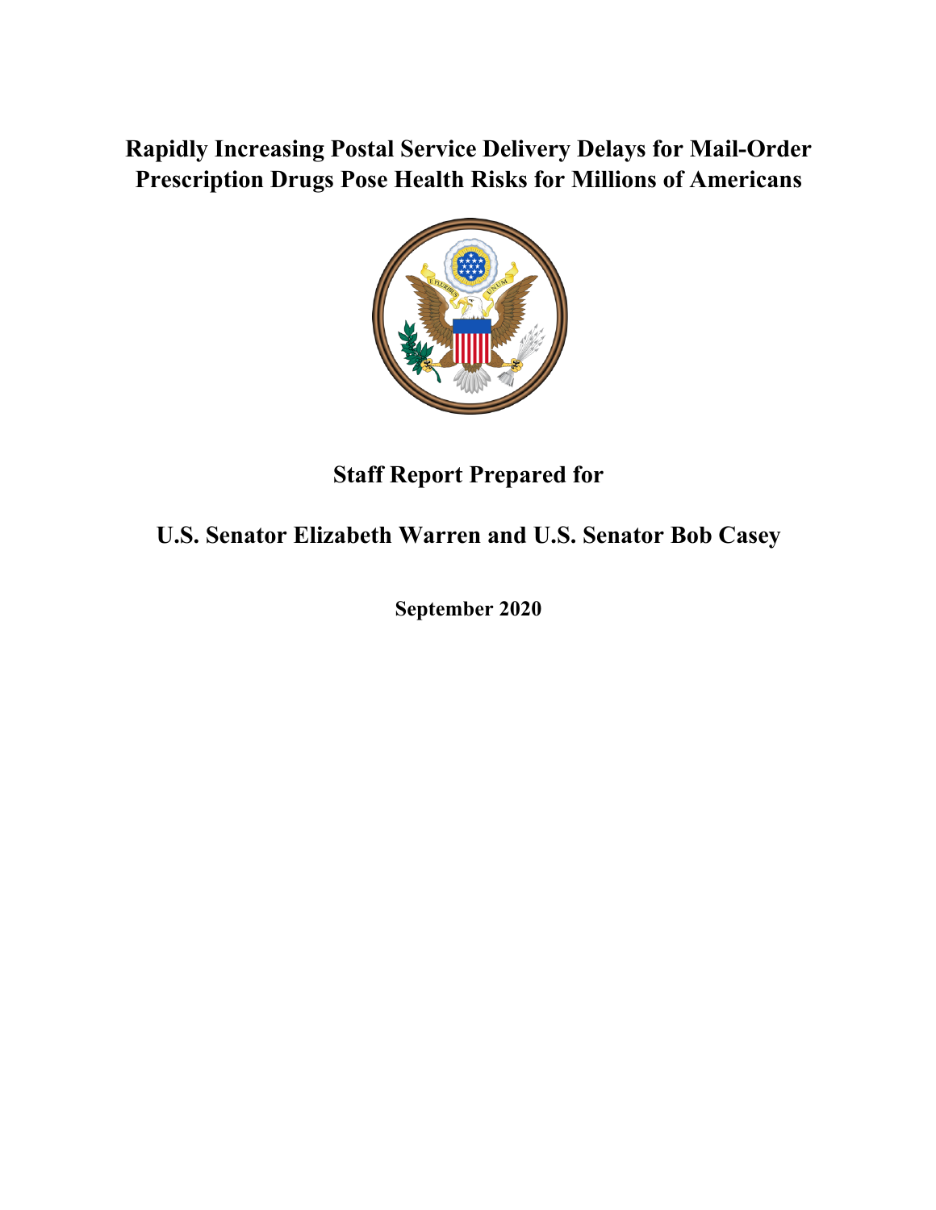# Rapidly Increasing Postal Service Delivery Delays for Mail-Order Prescription Drugs Pose Health Risks for Millions of Americans

## Staff Report Prepared for

## U.S. Senator Elizabeth Warren and U.S. Senator Bob Casey

**September 2020**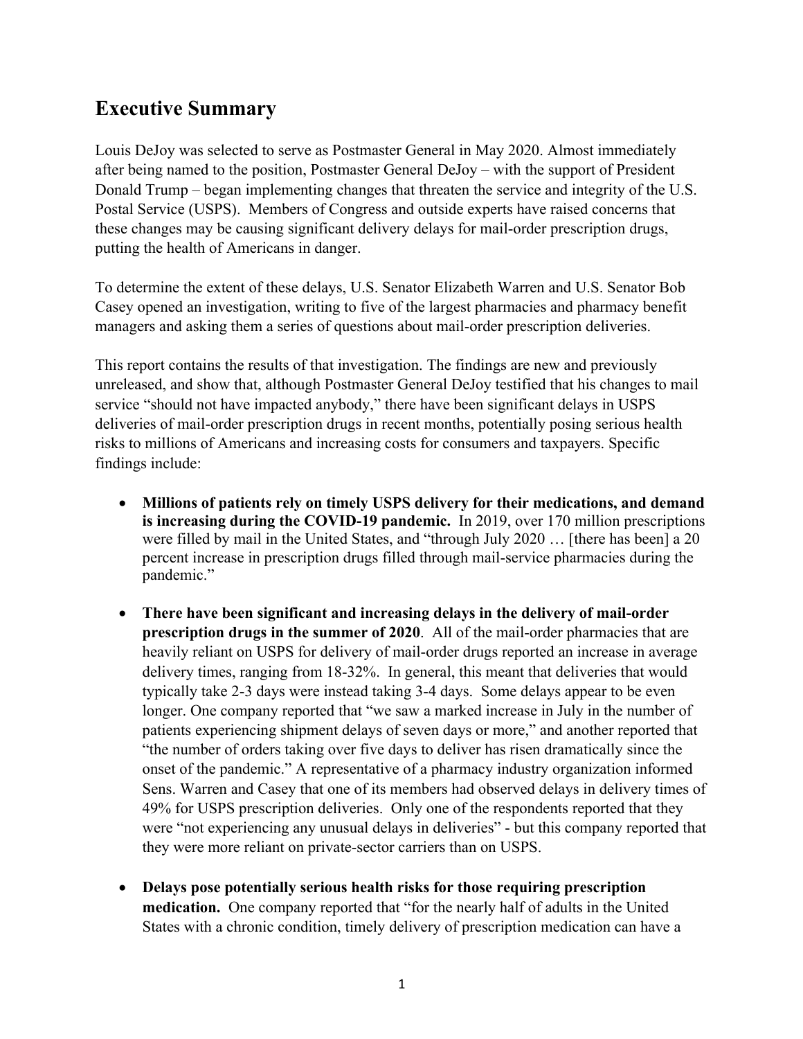## Executive Summary

Louis DeJoy was selected to serve as Postmaster General in May 2020. Almost immediately after being named to the position, Postmaster General DeJoy – with the support of President Donald Trump – began implementing changes that threaten the service and integrity of the U.S. Postal Service (USPS). Members of Congress and outside experts have raised concerns that these changes may be causing significant delivery delays for mail-order prescription drugs, putting the health of Americans in danger.

To determine the extent of these delays, U.S. Senator Elizabeth Warren and U.S. Senator Bob Casey opened an investigation, writing to five of the largest pharmacies and pharmacy benefit managers and asking them a series of questions about mail-order prescription deliveries.

This report contains the results of that investigation. The findings are new and previously unreleased, and show that, although Postmaster General DeJoy testified that his changes to mail service "should not have impacted anybody," there have been significant delays in USPS deliveries of mail-order prescription drugs in recent months, potentially posing serious health risks to millions of Americans and increasing costs for consumers and taxpayers. Specific findings include:

- **Millions of patients rely on timely USPS delivery for their medications, and demand is increasing during the COVID-19 pandemic.** In 2019, over 170 million prescriptions were filled by mail in the United States, and "through July 2020 … [there has been] a 20 percent increase in prescription drugs filled through mail-service pharmacies during the pandemic."

- **There have been significant and increasing delays in the delivery of mail-order prescription drugs in the summer of 2020**. All of the mail-order pharmacies that are heavily reliant on USPS for delivery of mail-order drugs reported an increase in average delivery times, ranging from 18-32%. In general, this meant that deliveries that would typically take 2-3 days were instead taking 3-4 days. Some delays appear to be even longer. One company reported that "we saw a marked increase in July in the number of patients experiencing shipment delays of seven days or more," and another reported that "the number of orders taking over five days to deliver has risen dramatically since the onset of the pandemic." A representative of a pharmacy industry organization informed Sens. Warren and Casey that one of its members had observed delays in delivery times of 49% for USPS prescription deliveries. Only one of the respondents reported that they were "not experiencing any unusual delays in deliveries" - but this company reported that they were more reliant on private-sector carriers than on USPS.

- **Delays pose potentially serious health risks for those requiring prescription medication.** One company reported that "for the nearly half of adults in the United States with a chronic condition, timely delivery of prescription medication can have a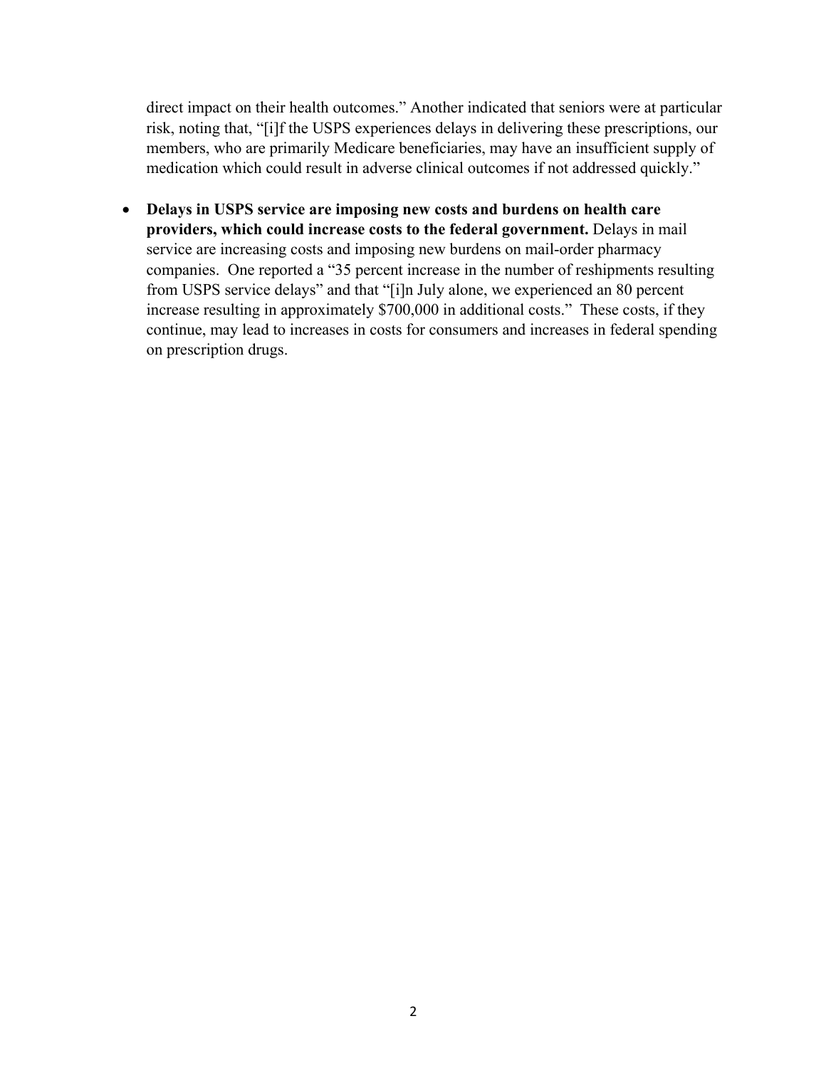direct impact on their health outcomes." Another indicated that seniors were at particular risk, noting that, "[i]f the USPS experiences delays in delivering these prescriptions, our members, who are primarily Medicare beneficiaries, may have an insufficient supply of medication which could result in adverse clinical outcomes if not addressed quickly."

- **Delays in USPS service are imposing new costs and burdens on health care providers, which could increase costs to the federal government.** Delays in mail service are increasing costs and imposing new burdens on mail-order pharmacy companies. One reported a "35 percent increase in the number of reshipments resulting from USPS service delays" and that "[i]n July alone, we experienced an 80 percent increase resulting in approximately $700,000 in additional costs." These costs, if they continue, may lead to increases in costs for consumers and increases in federal spending on prescription drugs.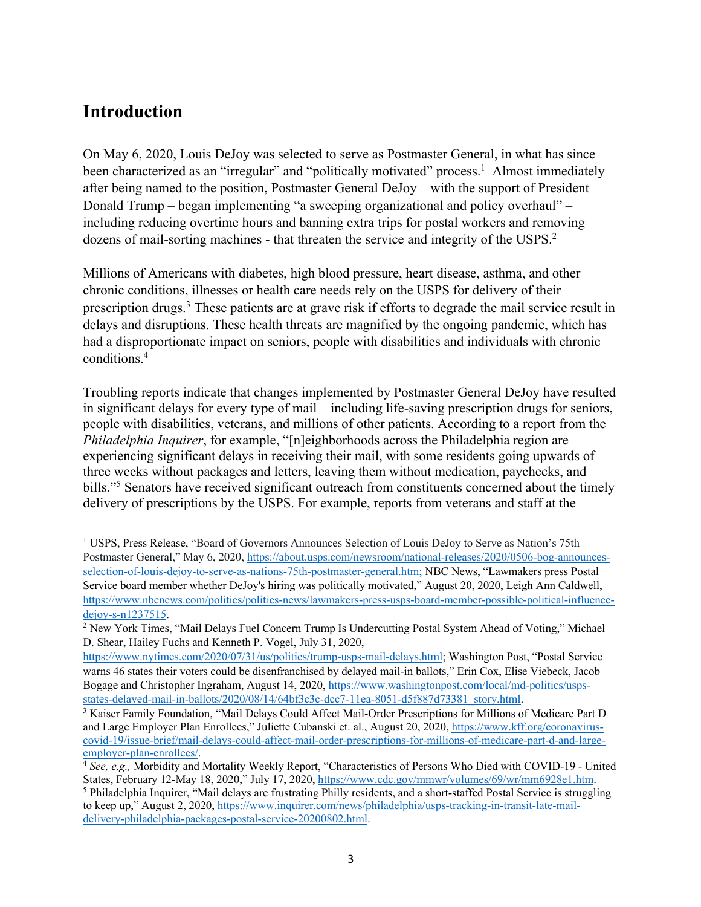## Introduction

On May 6, 2020, Louis DeJoy was selected to serve as Postmaster General, in what has since been characterized as an "irregular" and "politically motivated" process.[1] Almost immediately after being named to the position, Postmaster General DeJoy – with the support of President Donald Trump – began implementing "a sweeping organizational and policy overhaul" – including reducing overtime hours and banning extra trips for postal workers and removing dozens of mail-sorting machines - that threaten the service and integrity of the USPS.[2]

Millions of Americans with diabetes, high blood pressure, heart disease, asthma, and other chronic conditions, illnesses or health care needs rely on the USPS for delivery of their prescription drugs.[3] These patients are at grave risk if efforts to degrade the mail service result in delays and disruptions. These health threats are magnified by the ongoing pandemic, which has had a disproportionate impact on seniors, people with disabilities and individuals with chronic conditions.[4]

Troubling reports indicate that changes implemented by Postmaster General DeJoy have resulted in significant delays for every type of mail – including life-saving prescription drugs for seniors, people with disabilities, veterans, and millions of other patients. According to a report from the *Philadelphia Inquirer*, for example, "[n]eighborhoods across the Philadelphia region are experiencing significant delays in receiving their mail, with some residents going upwards of three weeks without packages and letters, leaving them without medication, paychecks, and bills."[5] Senators have received significant outreach from constituents concerned about the timely delivery of prescriptions by the USPS. For example, reports from veterans and staff at the

---

[1] USPS, Press Release, "Board of Governors Announces Selection of Louis DeJoy to Serve as Nation's 75th Postmaster General," May 6, 2020, https://about.usps.com/newsroom/national-releases/2020/0506-bog-announces-selection-of-louis-dejoy-to-serve-as-nations-75th-postmaster-general.htm; NBC News, "Lawmakers press Postal Service board member whether DeJoy's hiring was politically motivated," August 20, 2020, Leigh Ann Caldwell, https://www.nbcnews.com/politics/politics-news/lawmakers-press-usps-board-member-possible-political-influence-dejoy-s-n1237515.

[2] New York Times, "Mail Delays Fuel Concern Trump Is Undercutting Postal System Ahead of Voting," Michael D. Shear, Hailey Fuchs and Kenneth P. Vogel, July 31, 2020, https://www.nytimes.com/2020/07/31/us/politics/trump-usps-mail-delays.html; Washington Post, "Postal Service warns 46 states their voters could be disenfranchised by delayed mail-in ballots," Erin Cox, Elise Viebeck, Jacob Bogage and Christopher Ingraham, August 14, 2020, https://www.washingtonpost.com/local/md-politics/usps-states-delayed-mail-in-ballots/2020/08/14/64bf3c3c-dcc7-11ea-8051-d5f887d73381_story.html.

[3] Kaiser Family Foundation, "Mail Delays Could Affect Mail-Order Prescriptions for Millions of Medicare Part D and Large Employer Plan Enrollees," Juliette Cubanski et. al., August 20, 2020, https://www.kff.org/coronavirus-covid-19/issue-brief/mail-delays-could-affect-mail-order-prescriptions-for-millions-of-medicare-part-d-and-large-employer-plan-enrollees/.

[4] *See, e.g.,* Morbidity and Mortality Weekly Report, "Characteristics of Persons Who Died with COVID-19 - United States, February 12-May 18, 2020," July 17, 2020, https://www.cdc.gov/mmwr/volumes/69/wr/mm6928e1.htm.

[5] Philadelphia Inquirer, "Mail delays are frustrating Philly residents, and a short-staffed Postal Service is struggling to keep up," August 2, 2020, https://www.inquirer.com/news/philadelphia/usps-tracking-in-transit-late-mail-delivery-philadelphia-packages-postal-service-20200802.html.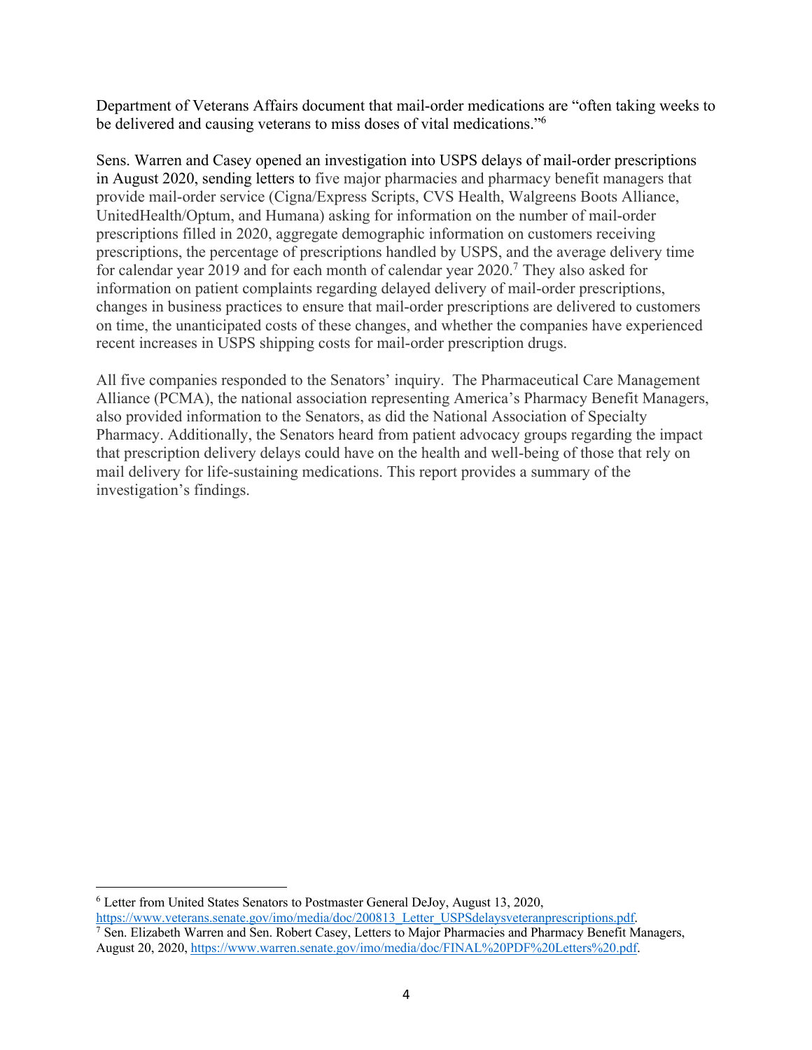Department of Veterans Affairs document that mail-order medications are "often taking weeks to be delivered and causing veterans to miss doses of vital medications."[6]

Sens. Warren and Casey opened an investigation into USPS delays of mail-order prescriptions in August 2020, sending letters to five major pharmacies and pharmacy benefit managers that provide mail-order service (Cigna/Express Scripts, CVS Health, Walgreens Boots Alliance, UnitedHealth/Optum, and Humana) asking for information on the number of mail-order prescriptions filled in 2020, aggregate demographic information on customers receiving prescriptions, the percentage of prescriptions handled by USPS, and the average delivery time for calendar year 2019 and for each month of calendar year 2020.[7] They also asked for information on patient complaints regarding delayed delivery of mail-order prescriptions, changes in business practices to ensure that mail-order prescriptions are delivered to customers on time, the unanticipated costs of these changes, and whether the companies have experienced recent increases in USPS shipping costs for mail-order prescription drugs.

All five companies responded to the Senators' inquiry. The Pharmaceutical Care Management Alliance (PCMA), the national association representing America's Pharmacy Benefit Managers, also provided information to the Senators, as did the National Association of Specialty Pharmacy. Additionally, the Senators heard from patient advocacy groups regarding the impact that prescription delivery delays could have on the health and well-being of those that rely on mail delivery for life-sustaining medications. This report provides a summary of the investigation's findings.

---

[6] Letter from United States Senators to Postmaster General DeJoy, August 13, 2020, https://www.veterans.senate.gov/imo/media/doc/200813_Letter_USPSdelaysveteranprescriptions.pdf.

[7] Sen. Elizabeth Warren and Sen. Robert Casey, Letters to Major Pharmacies and Pharmacy Benefit Managers, August 20, 2020, https://www.warren.senate.gov/imo/media/doc/FINAL%20PDF%20Letters%20.pdf.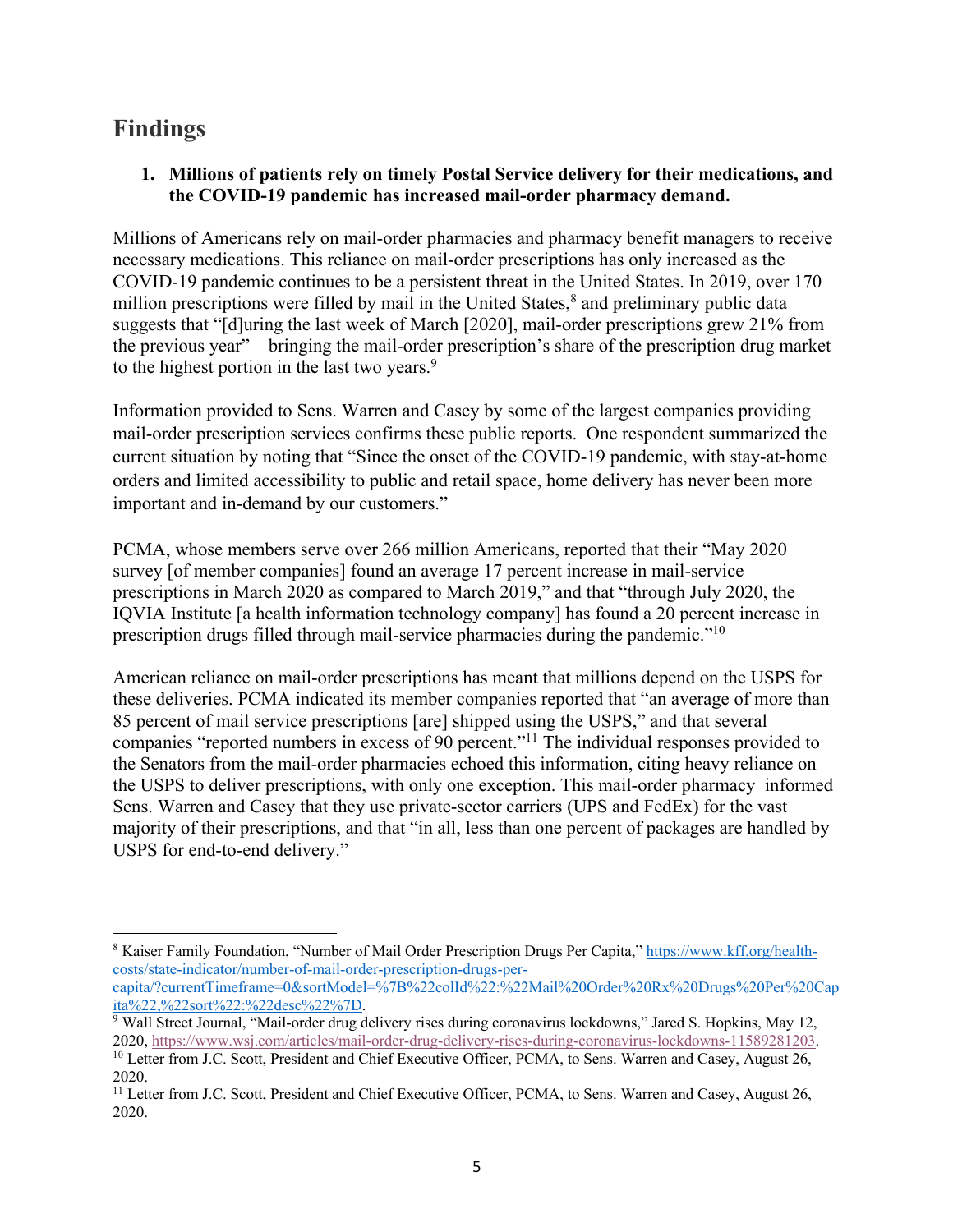## Findings

**1. Millions of patients rely on timely Postal Service delivery for their medications, and the COVID-19 pandemic has increased mail-order pharmacy demand.**

Millions of Americans rely on mail-order pharmacies and pharmacy benefit managers to receive necessary medications. This reliance on mail-order prescriptions has only increased as the COVID-19 pandemic continues to be a persistent threat in the United States. In 2019, over 170 million prescriptions were filled by mail in the United States,[8] and preliminary public data suggests that "[d]uring the last week of March [2020], mail-order prescriptions grew 21% from the previous year"—bringing the mail-order prescription's share of the prescription drug market to the highest portion in the last two years.[9]

Information provided to Sens. Warren and Casey by some of the largest companies providing mail-order prescription services confirms these public reports. One respondent summarized the current situation by noting that "Since the onset of the COVID-19 pandemic, with stay-at-home orders and limited accessibility to public and retail space, home delivery has never been more important and in-demand by our customers."

PCMA, whose members serve over 266 million Americans, reported that their "May 2020 survey [of member companies] found an average 17 percent increase in mail-service prescriptions in March 2020 as compared to March 2019," and that "through July 2020, the IQVIA Institute [a health information technology company] has found a 20 percent increase in prescription drugs filled through mail-service pharmacies during the pandemic."[10]

American reliance on mail-order prescriptions has meant that millions depend on the USPS for these deliveries. PCMA indicated its member companies reported that "an average of more than 85 percent of mail service prescriptions [are] shipped using the USPS," and that several companies "reported numbers in excess of 90 percent."[11] The individual responses provided to the Senators from the mail-order pharmacies echoed this information, citing heavy reliance on the USPS to deliver prescriptions, with only one exception. This mail-order pharmacy informed Sens. Warren and Casey that they use private-sector carriers (UPS and FedEx) for the vast majority of their prescriptions, and that "in all, less than one percent of packages are handled by USPS for end-to-end delivery."

---

[8] Kaiser Family Foundation, "Number of Mail Order Prescription Drugs Per Capita," https://www.kff.org/health-costs/state-indicator/number-of-mail-order-prescription-drugs-per-capita/?currentTimeframe=0&sortModel=%7B%22colId%22:%22Mail%20Order%20Rx%20Drugs%20Per%20Capita%22,%22sort%22:%22desc%22%7D.

[9] Wall Street Journal, "Mail-order drug delivery rises during coronavirus lockdowns," Jared S. Hopkins, May 12, 2020, https://www.wsj.com/articles/mail-order-drug-delivery-rises-during-coronavirus-lockdowns-11589281203.

[10] Letter from J.C. Scott, President and Chief Executive Officer, PCMA, to Sens. Warren and Casey, August 26, 2020.

[11] Letter from J.C. Scott, President and Chief Executive Officer, PCMA, to Sens. Warren and Casey, August 26, 2020.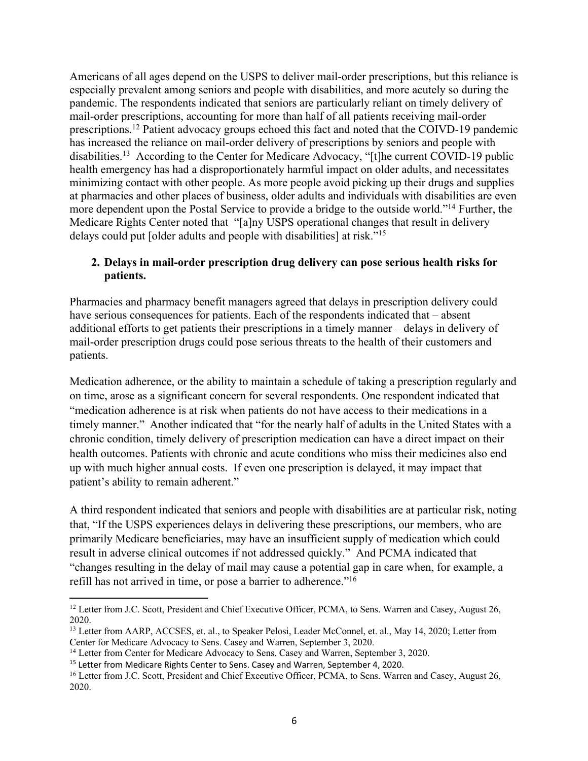Americans of all ages depend on the USPS to deliver mail-order prescriptions, but this reliance is especially prevalent among seniors and people with disabilities, and more acutely so during the pandemic. The respondents indicated that seniors are particularly reliant on timely delivery of mail-order prescriptions, accounting for more than half of all patients receiving mail-order prescriptions.[12] Patient advocacy groups echoed this fact and noted that the COIVD-19 pandemic has increased the reliance on mail-order delivery of prescriptions by seniors and people with disabilities.[13] According to the Center for Medicare Advocacy, "[t]he current COVID-19 public health emergency has had a disproportionately harmful impact on older adults, and necessitates minimizing contact with other people. As more people avoid picking up their drugs and supplies at pharmacies and other places of business, older adults and individuals with disabilities are even more dependent upon the Postal Service to provide a bridge to the outside world."[14] Further, the Medicare Rights Center noted that "[a]ny USPS operational changes that result in delivery delays could put [older adults and people with disabilities] at risk."[15]

**2. Delays in mail-order prescription drug delivery can pose serious health risks for patients.**

Pharmacies and pharmacy benefit managers agreed that delays in prescription delivery could have serious consequences for patients. Each of the respondents indicated that – absent additional efforts to get patients their prescriptions in a timely manner – delays in delivery of mail-order prescription drugs could pose serious threats to the health of their customers and patients.

Medication adherence, or the ability to maintain a schedule of taking a prescription regularly and on time, arose as a significant concern for several respondents. One respondent indicated that "medication adherence is at risk when patients do not have access to their medications in a timely manner." Another indicated that "for the nearly half of adults in the United States with a chronic condition, timely delivery of prescription medication can have a direct impact on their health outcomes. Patients with chronic and acute conditions who miss their medicines also end up with much higher annual costs. If even one prescription is delayed, it may impact that patient's ability to remain adherent."

A third respondent indicated that seniors and people with disabilities are at particular risk, noting that, "If the USPS experiences delays in delivering these prescriptions, our members, who are primarily Medicare beneficiaries, may have an insufficient supply of medication which could result in adverse clinical outcomes if not addressed quickly." And PCMA indicated that "changes resulting in the delay of mail may cause a potential gap in care when, for example, a refill has not arrived in time, or pose a barrier to adherence."[16]

---

[12] Letter from J.C. Scott, President and Chief Executive Officer, PCMA, to Sens. Warren and Casey, August 26, 2020.

[13] Letter from AARP, ACCSES, et. al., to Speaker Pelosi, Leader McConnel, et. al., May 14, 2020; Letter from Center for Medicare Advocacy to Sens. Casey and Warren, September 3, 2020.

[14] Letter from Center for Medicare Advocacy to Sens. Casey and Warren, September 3, 2020.

[15] Letter from Medicare Rights Center to Sens. Casey and Warren, September 4, 2020.

[16] Letter from J.C. Scott, President and Chief Executive Officer, PCMA, to Sens. Warren and Casey, August 26, 2020.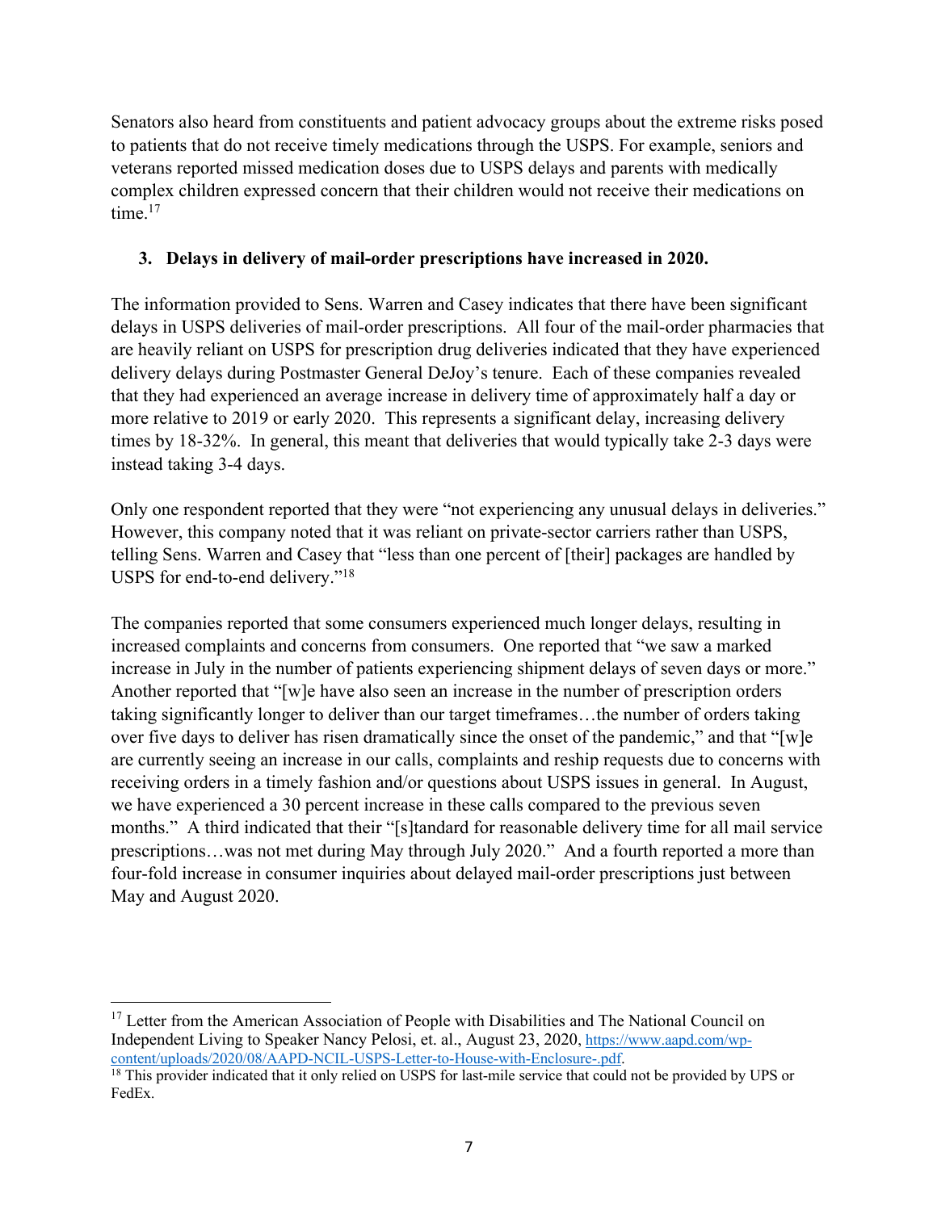Senators also heard from constituents and patient advocacy groups about the extreme risks posed to patients that do not receive timely medications through the USPS. For example, seniors and veterans reported missed medication doses due to USPS delays and parents with medically complex children expressed concern that their children would not receive their medications on time.[17]

### 3. Delays in delivery of mail-order prescriptions have increased in 2020.

The information provided to Sens. Warren and Casey indicates that there have been significant delays in USPS deliveries of mail-order prescriptions. All four of the mail-order pharmacies that are heavily reliant on USPS for prescription drug deliveries indicated that they have experienced delivery delays during Postmaster General DeJoy's tenure. Each of these companies revealed that they had experienced an average increase in delivery time of approximately half a day or more relative to 2019 or early 2020. This represents a significant delay, increasing delivery times by 18-32%. In general, this meant that deliveries that would typically take 2-3 days were instead taking 3-4 days.

Only one respondent reported that they were "not experiencing any unusual delays in deliveries." However, this company noted that it was reliant on private-sector carriers rather than USPS, telling Sens. Warren and Casey that "less than one percent of [their] packages are handled by USPS for end-to-end delivery."[18]

The companies reported that some consumers experienced much longer delays, resulting in increased complaints and concerns from consumers. One reported that "we saw a marked increase in July in the number of patients experiencing shipment delays of seven days or more." Another reported that "[w]e have also seen an increase in the number of prescription orders taking significantly longer to deliver than our target timeframes…the number of orders taking over five days to deliver has risen dramatically since the onset of the pandemic," and that "[w]e are currently seeing an increase in our calls, complaints and reship requests due to concerns with receiving orders in a timely fashion and/or questions about USPS issues in general. In August, we have experienced a 30 percent increase in these calls compared to the previous seven months." A third indicated that their "[s]tandard for reasonable delivery time for all mail service prescriptions…was not met during May through July 2020." And a fourth reported a more than four-fold increase in consumer inquiries about delayed mail-order prescriptions just between May and August 2020.

---

[17] Letter from the American Association of People with Disabilities and The National Council on Independent Living to Speaker Nancy Pelosi, et. al., August 23, 2020, https://www.aapd.com/wp-content/uploads/2020/08/AAPD-NCIL-USPS-Letter-to-House-with-Enclosure-.pdf.

[18] This provider indicated that it only relied on USPS for last-mile service that could not be provided by UPS or FedEx.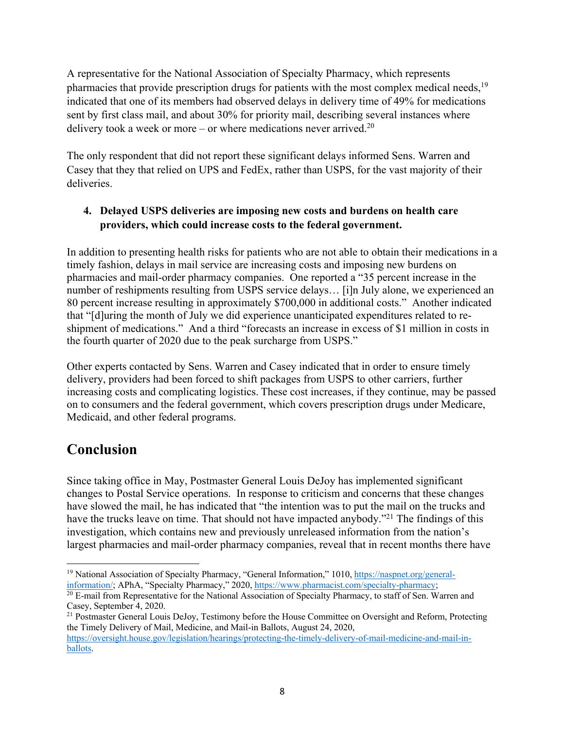A representative for the National Association of Specialty Pharmacy, which represents pharmacies that provide prescription drugs for patients with the most complex medical needs,[19] indicated that one of its members had observed delays in delivery time of 49% for medications sent by first class mail, and about 30% for priority mail, describing several instances where delivery took a week or more – or where medications never arrived.[20]

The only respondent that did not report these significant delays informed Sens. Warren and Casey that they that relied on UPS and FedEx, rather than USPS, for the vast majority of their deliveries.

**4. Delayed USPS deliveries are imposing new costs and burdens on health care providers, which could increase costs to the federal government.**

In addition to presenting health risks for patients who are not able to obtain their medications in a timely fashion, delays in mail service are increasing costs and imposing new burdens on pharmacies and mail-order pharmacy companies. One reported a "35 percent increase in the number of reshipments resulting from USPS service delays… [i]n July alone, we experienced an 80 percent increase resulting in approximately $700,000 in additional costs." Another indicated that "[d]uring the month of July we did experience unanticipated expenditures related to re-shipment of medications." And a third "forecasts an increase in excess of $1 million in costs in the fourth quarter of 2020 due to the peak surcharge from USPS."

Other experts contacted by Sens. Warren and Casey indicated that in order to ensure timely delivery, providers had been forced to shift packages from USPS to other carriers, further increasing costs and complicating logistics. These cost increases, if they continue, may be passed on to consumers and the federal government, which covers prescription drugs under Medicare, Medicaid, and other federal programs.

## Conclusion

Since taking office in May, Postmaster General Louis DeJoy has implemented significant changes to Postal Service operations. In response to criticism and concerns that these changes have slowed the mail, he has indicated that "the intention was to put the mail on the trucks and have the trucks leave on time. That should not have impacted anybody."[21] The findings of this investigation, which contains new and previously unreleased information from the nation's largest pharmacies and mail-order pharmacy companies, reveal that in recent months there have

---

[19] National Association of Specialty Pharmacy, "General Information," 1010, https://naspnet.org/general-information/; APhA, "Specialty Pharmacy," 2020, https://www.pharmacist.com/specialty-pharmacy;

[20] E-mail from Representative for the National Association of Specialty Pharmacy, to staff of Sen. Warren and Casey, September 4, 2020.

[21] Postmaster General Louis DeJoy, Testimony before the House Committee on Oversight and Reform, Protecting the Timely Delivery of Mail, Medicine, and Mail-in Ballots, August 24, 2020, https://oversight.house.gov/legislation/hearings/protecting-the-timely-delivery-of-mail-medicine-and-mail-in-ballots.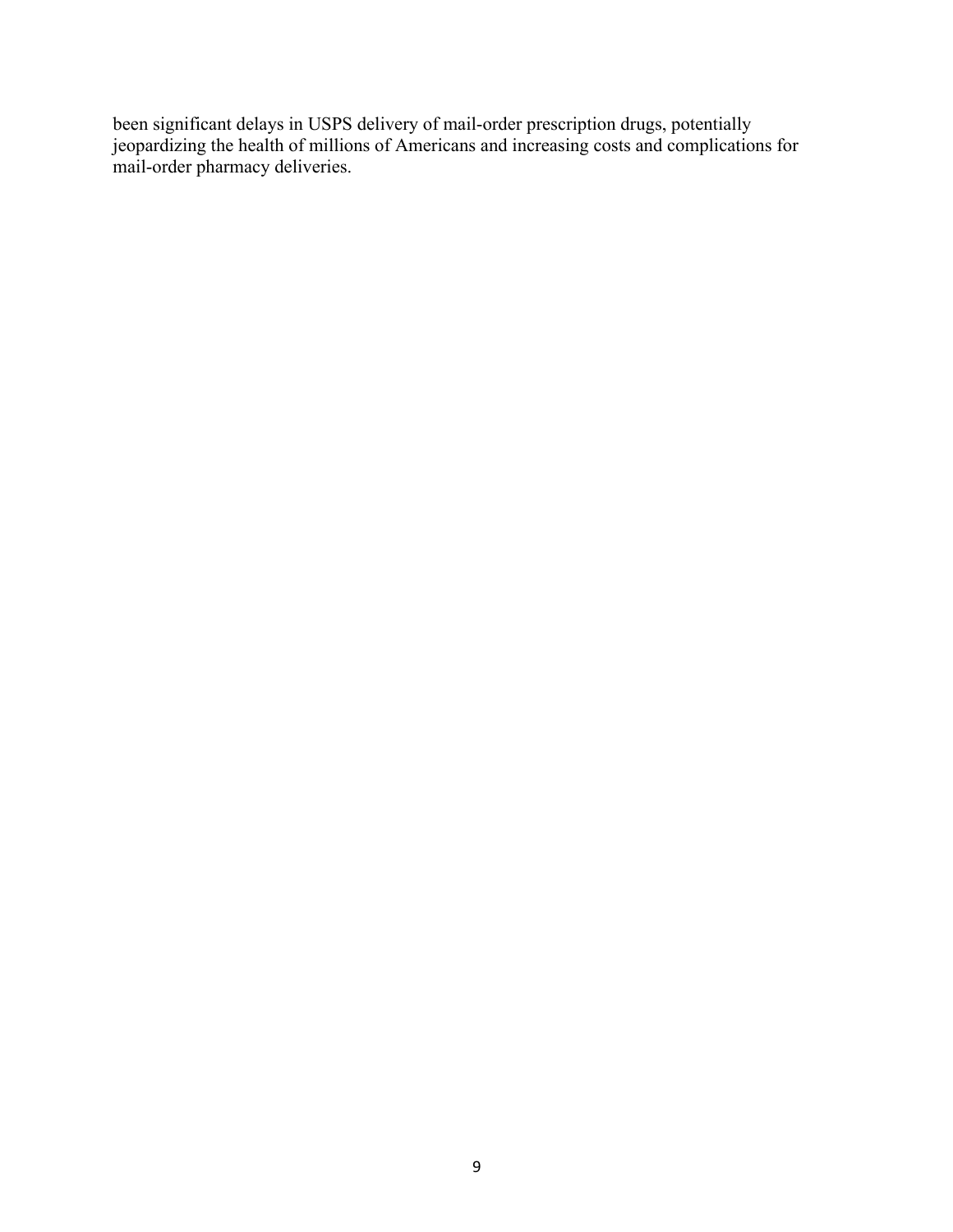been significant delays in USPS delivery of mail-order prescription drugs, potentially jeopardizing the health of millions of Americans and increasing costs and complications for mail-order pharmacy deliveries.